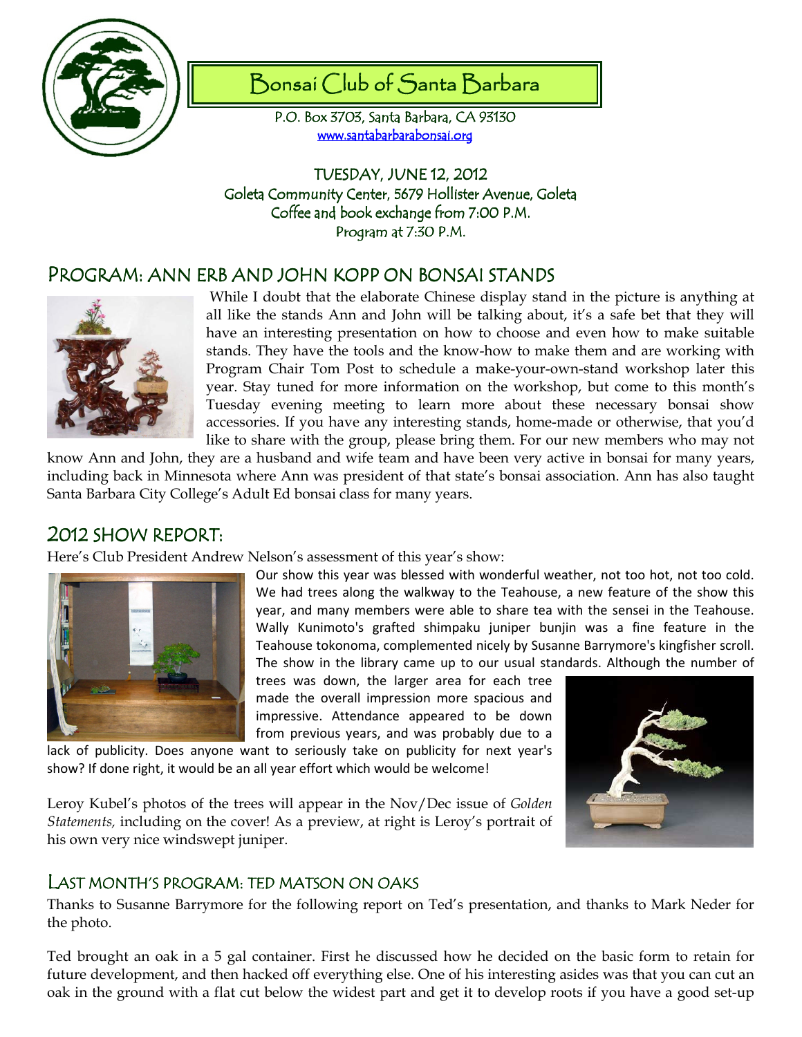# Bonsai Club of Santa Barbara

P.O. Box 3703, Santa Barbara, CA 93130
www.santabarbarabonsai.org

TUESDAY, JUNE 12, 2012
Goleta Community Center, 5679 Hollister Avenue, Goleta
Coffee and book exchange from 7:00 P.M.
Program at 7:30 P.M.

## PROGRAM: ANN ERB AND JOHN KOPP ON BONSAI STANDS

While I doubt that the elaborate Chinese display stand in the picture is anything at all like the stands Ann and John will be talking about, it's a safe bet that they will have an interesting presentation on how to choose and even how to make suitable stands. They have the tools and the know-how to make them and are working with Program Chair Tom Post to schedule a make-your-own-stand workshop later this year. Stay tuned for more information on the workshop, but come to this month's Tuesday evening meeting to learn more about these necessary bonsai show accessories. If you have any interesting stands, home-made or otherwise, that you'd like to share with the group, please bring them. For our new members who may not know Ann and John, they are a husband and wife team and have been very active in bonsai for many years, including back in Minnesota where Ann was president of that state's bonsai association. Ann has also taught Santa Barbara City College's Adult Ed bonsai class for many years.

## 2012 SHOW REPORT:

Here's Club President Andrew Nelson's assessment of this year's show:

Our show this year was blessed with wonderful weather, not too hot, not too cold. We had trees along the walkway to the Teahouse, a new feature of the show this year, and many members were able to share tea with the sensei in the Teahouse. Wally Kunimoto's grafted shimpaku juniper bunjin was a fine feature in the Teahouse tokonoma, complemented nicely by Susanne Barrymore's kingfisher scroll. The show in the library came up to our usual standards. Although the number of trees was down, the larger area for each tree made the overall impression more spacious and impressive. Attendance appeared to be down from previous years, and was probably due to a lack of publicity. Does anyone want to seriously take on publicity for next year's show? If done right, it would be an all year effort which would be welcome!

Leroy Kubel's photos of the trees will appear in the Nov/Dec issue of *Golden Statements,* including on the cover! As a preview, at right is Leroy's portrait of his own very nice windswept juniper.

## LAST MONTH'S PROGRAM: TED MATSON ON OAKS

Thanks to Susanne Barrymore for the following report on Ted's presentation, and thanks to Mark Neder for the photo.

Ted brought an oak in a 5 gal container. First he discussed how he decided on the basic form to retain for future development, and then hacked off everything else. One of his interesting asides was that you can cut an oak in the ground with a flat cut below the widest part and get it to develop roots if you have a good set-up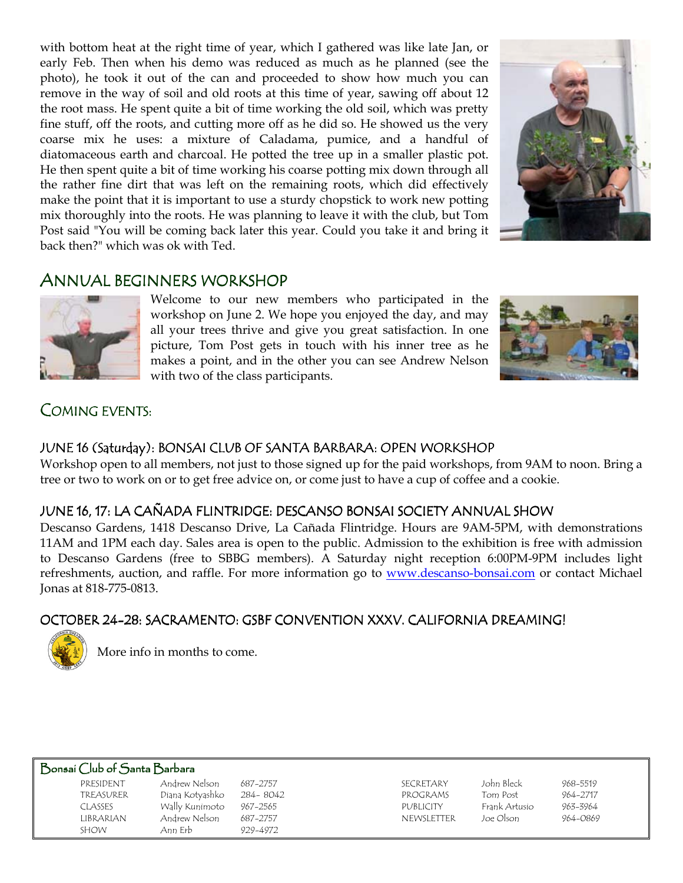with bottom heat at the right time of year, which I gathered was like late Jan, or early Feb. Then when his demo was reduced as much as he planned (see the photo), he took it out of the can and proceeded to show how much you can remove in the way of soil and old roots at this time of year, sawing off about 12 the root mass. He spent quite a bit of time working the old soil, which was pretty fine stuff, off the roots, and cutting more off as he did so. He showed us the very coarse mix he uses: a mixture of Caladama, pumice, and a handful of diatomaceous earth and charcoal. He potted the tree up in a smaller plastic pot. He then spent quite a bit of time working his coarse potting mix down through all the rather fine dirt that was left on the remaining roots, which did effectively make the point that it is important to use a sturdy chopstick to work new potting mix thoroughly into the roots. He was planning to leave it with the club, but Tom Post said "You will be coming back later this year. Could you take it and bring it back then?" which was ok with Ted.

## ANNUAL BEGINNERS WORKSHOP

Welcome to our new members who participated in the workshop on June 2. We hope you enjoyed the day, and may all your trees thrive and give you great satisfaction. In one picture, Tom Post gets in touch with his inner tree as he makes a point, and in the other you can see Andrew Nelson with two of the class participants.

## COMING EVENTS:

### JUNE 16 (Saturday): BONSAI CLUB OF SANTA BARBARA: OPEN WORKSHOP

Workshop open to all members, not just to those signed up for the paid workshops, from 9AM to noon. Bring a tree or two to work on or to get free advice on, or come just to have a cup of coffee and a cookie.

### JUNE 16, 17: LA CAÑADA FLINTRIDGE: DESCANSO BONSAI SOCIETY ANNUAL SHOW

Descanso Gardens, 1418 Descanso Drive, La Cañada Flintridge. Hours are 9AM-5PM, with demonstrations 11AM and 1PM each day. Sales area is open to the public. Admission to the exhibition is free with admission to Descanso Gardens (free to SBBG members). A Saturday night reception 6:00PM-9PM includes light refreshments, auction, and raffle. For more information go to www.descanso-bonsai.com or contact Michael Jonas at 818-775-0813.

### OCTOBER 24-28: SACRAMENTO: GSBF CONVENTION XXXV. CALIFORNIA DREAMING!

More info in months to come.

**Bonsai Club of Santa Barbara**

| | | | | | |
|---|---|---|---|---|---|
| PRESIDENT | Andrew Nelson | 687-2757 | SECRETARY | John Bleck | 968-5519 |
| TREASURER | Diana Kotyashko | 284- 8042 | PROGRAMS | Tom Post | 964-2717 |
| CLASSES | Wally Kunimoto | 967-2565 | PUBLICITY | Frank Artusio | 963-3964 |
| LIBRARIAN | Andrew Nelson | 687-2757 | NEWSLETTER | Joe Olson | 964-0869 |
| SHOW | Ann Erb | 929-4972 | | | |